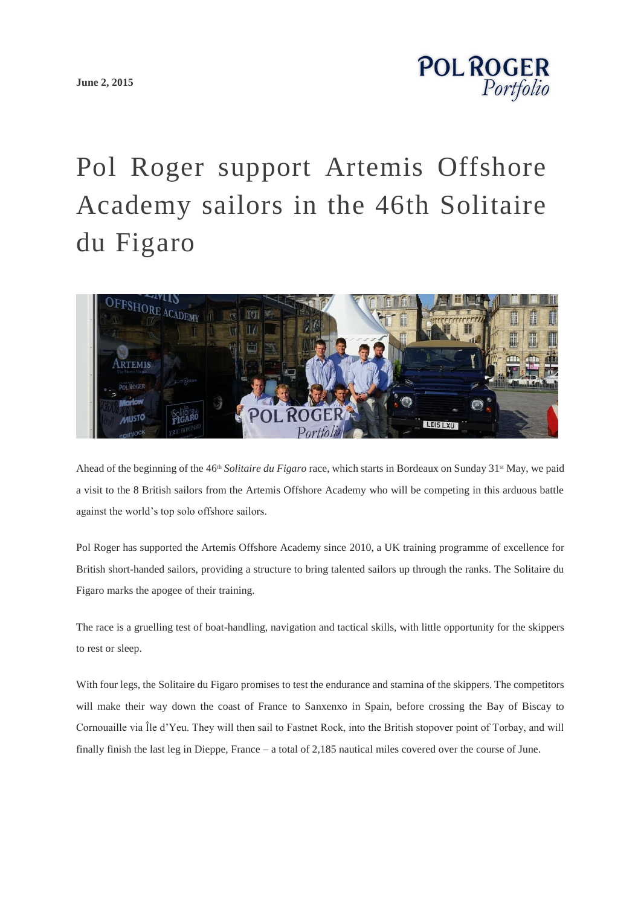**June 2, 2015**

# Pol Roger support Artemis Offshore Academy sailors in the 46th Solitaire du Figaro

Ahead of the beginning of the 46th *Solitaire du Figaro* race, which starts in Bordeaux on Sunday 31st May, we paid a visit to the 8 British sailors from the Artemis Offshore Academy who will be competing in this arduous battle against the world's top solo offshore sailors.

Pol Roger has supported the Artemis Offshore Academy since 2010, a UK training programme of excellence for British short-handed sailors, providing a structure to bring talented sailors up through the ranks. The Solitaire du Figaro marks the apogee of their training.

The race is a gruelling test of boat-handling, navigation and tactical skills, with little opportunity for the skippers to rest or sleep.

With four legs, the Solitaire du Figaro promises to test the endurance and stamina of the skippers. The competitors will make their way down the coast of France to Sanxenxo in Spain, before crossing the Bay of Biscay to Cornouaille via Île d'Yeu. They will then sail to Fastnet Rock, into the British stopover point of Torbay, and will finally finish the last leg in Dieppe, France – a total of 2,185 nautical miles covered over the course of June.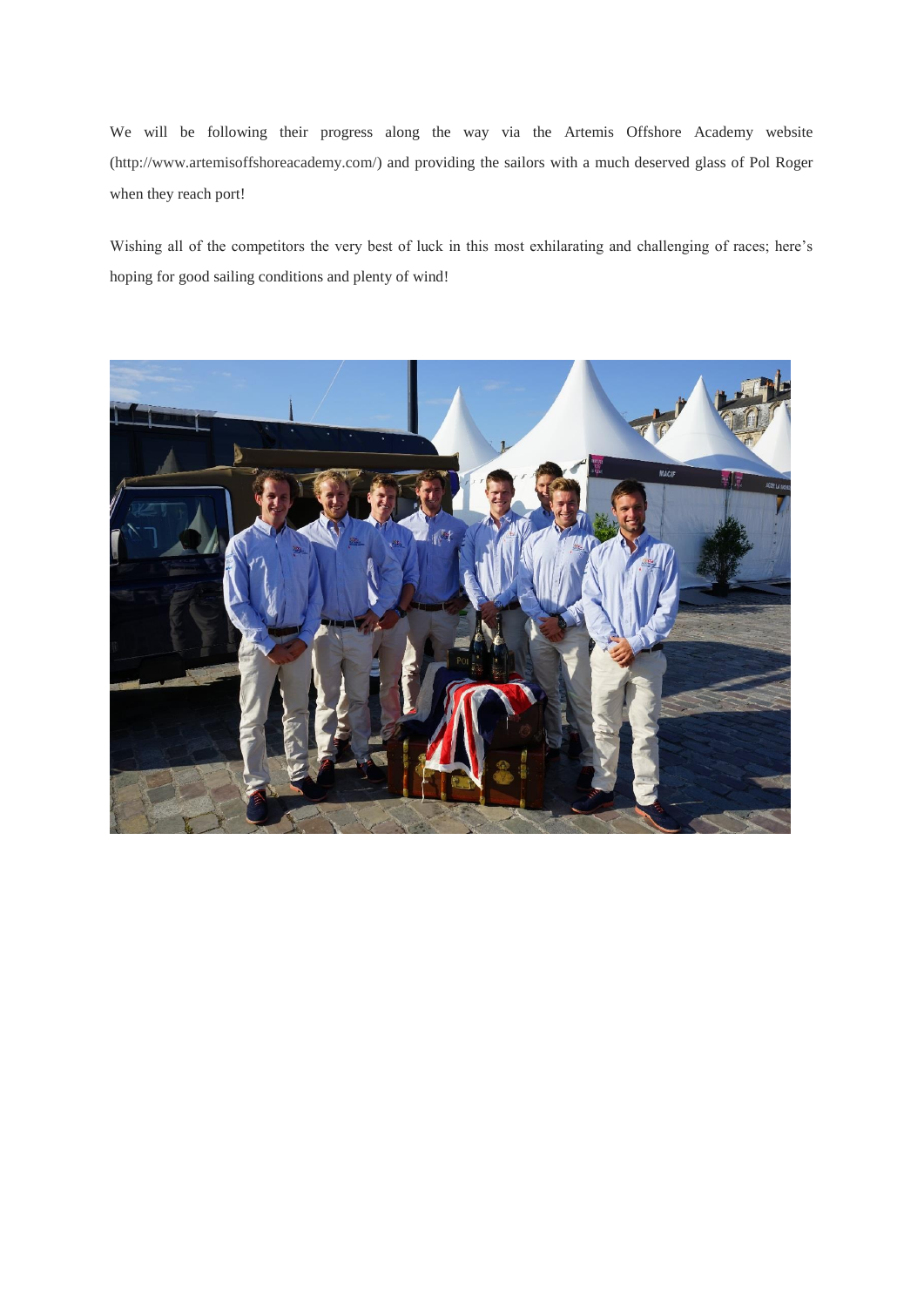We will be following their progress along the way via the Artemis Offshore Academy website (http://www.artemisoffshoreacademy.com/) and providing the sailors with a much deserved glass of Pol Roger when they reach port!

Wishing all of the competitors the very best of luck in this most exhilarating and challenging of races; here's hoping for good sailing conditions and plenty of wind!